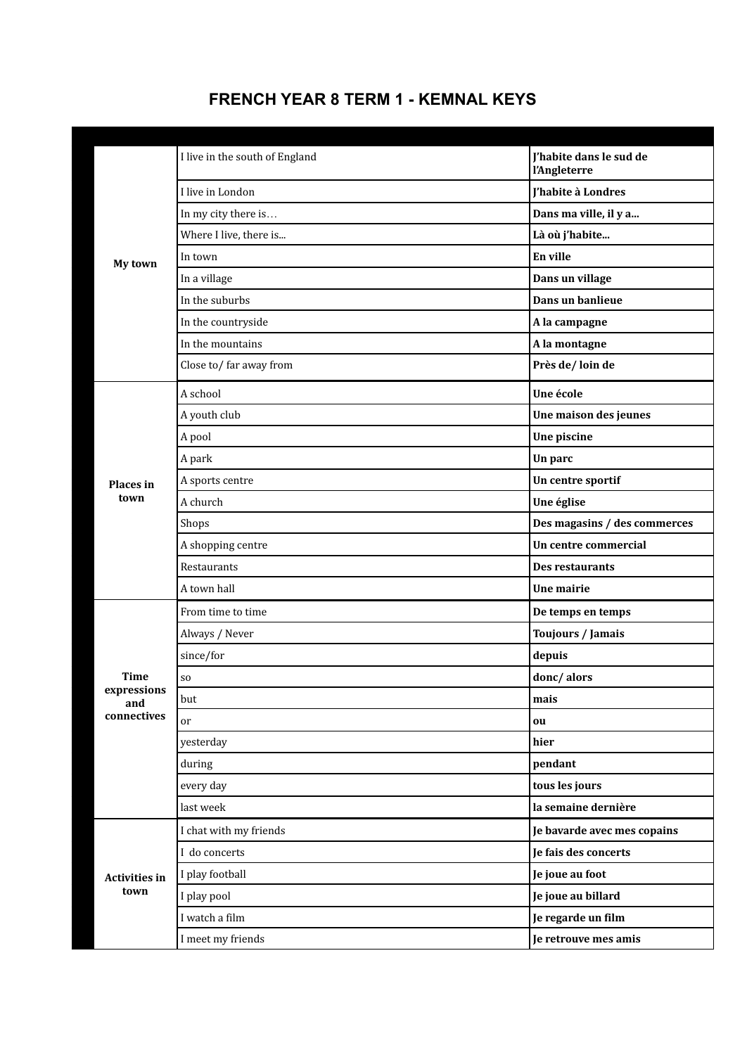# FRENCH YEAR 8 TERM 1 - KEMNAL KEYS

| | | |
|---|---|---|
| **My town** | I live in the south of England | **J'habite dans le sud de l'Angleterre** |
| | I live in London | **J'habite à Londres** |
| | In my city there is… | **Dans ma ville, il y a...** |
| | Where I live, there is... | **Là où j'habite...** |
| | In town | **En ville** |
| | In a village | **Dans un village** |
| | In the suburbs | **Dans un banlieue** |
| | In the countryside | **A la campagne** |
| | In the mountains | **A la montagne** |
| | Close to/ far away from | **Près de/ loin de** |
| **Places in town** | A school | **Une école** |
| | A youth club | **Une maison des jeunes** |
| | A pool | **Une piscine** |
| | A park | **Un parc** |
| | A sports centre | **Un centre sportif** |
| | A church | **Une église** |
| | Shops | **Des magasins / des commerces** |
| | A shopping centre | **Un centre commercial** |
| | Restaurants | **Des restaurants** |
| | A town hall | **Une mairie** |
| **Time expressions and connectives** | From time to time | **De temps en temps** |
| | Always / Never | **Toujours / Jamais** |
| | since/for | **depuis** |
| | so | **donc/ alors** |
| | but | **mais** |
| | or | **ou** |
| | yesterday | **hier** |
| | during | **pendant** |
| | every day | **tous les jours** |
| | last week | **la semaine dernière** |
| **Activities in town** | I chat with my friends | **Je bavarde avec mes copains** |
| | I do concerts | **Je fais des concerts** |
| | I play football | **Je joue au foot** |
| | I play pool | **Je joue au billard** |
| | I watch a film | **Je regarde un film** |
| | I meet my friends | **Je retrouve mes amis** |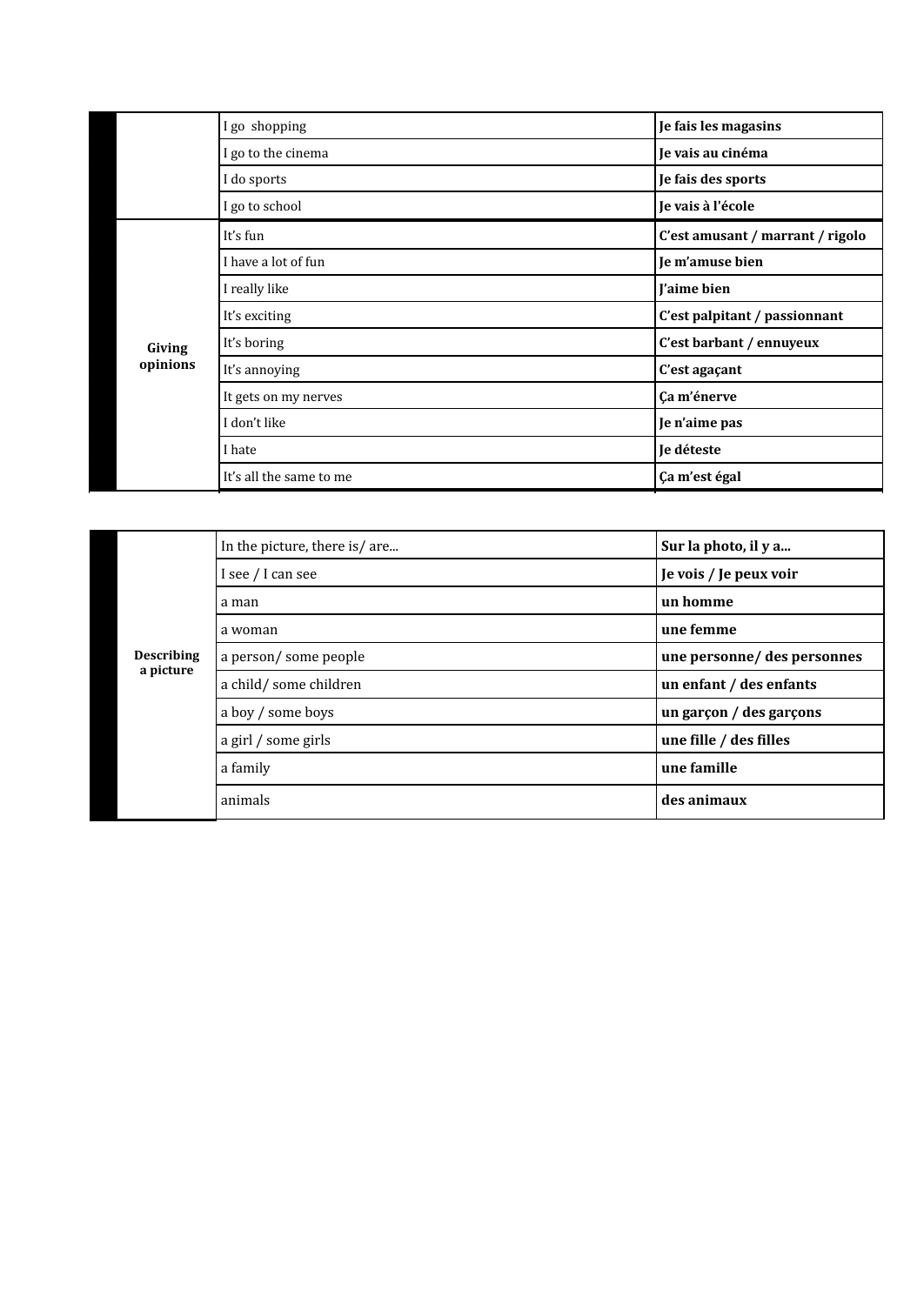| | | | |
|---|---|---|---|
| | | I go shopping | **Je fais les magasins** |
| | | I go to the cinema | **Je vais au cinéma** |
| | | I do sports | **Je fais des sports** |
| | | I go to school | **Je vais à l'école** |
| | **Giving opinions** | It's fun | **C'est amusant / marrant / rigolo** |
| | | I have a lot of fun | **Je m'amuse bien** |
| | | I really like | **J'aime bien** |
| | | It's exciting | **C'est palpitant / passionnant** |
| | | It's boring | **C'est barbant / ennuyeux** |
| | | It's annoying | **C'est agaçant** |
| | | It gets on my nerves | **Ça m'énerve** |
| | | I don't like | **Je n'aime pas** |
| | | I hate | **Je déteste** |
| | | It's all the same to me | **Ça m'est égal** |

| | | | |
|---|---|---|---|
| | **Describing a picture** | In the picture, there is/ are... | **Sur la photo, il y a...** |
| | | I see / I can see | **Je vois / Je peux voir** |
| | | a man | **un homme** |
| | | a woman | **une femme** |
| | | a person/ some people | **une personne/ des personnes** |
| | | a child/ some children | **un enfant / des enfants** |
| | | a boy / some boys | **un garçon / des garçons** |
| | | a girl / some girls | **une fille / des filles** |
| | | a family | **une famille** |
| | | animals | **des animaux** |